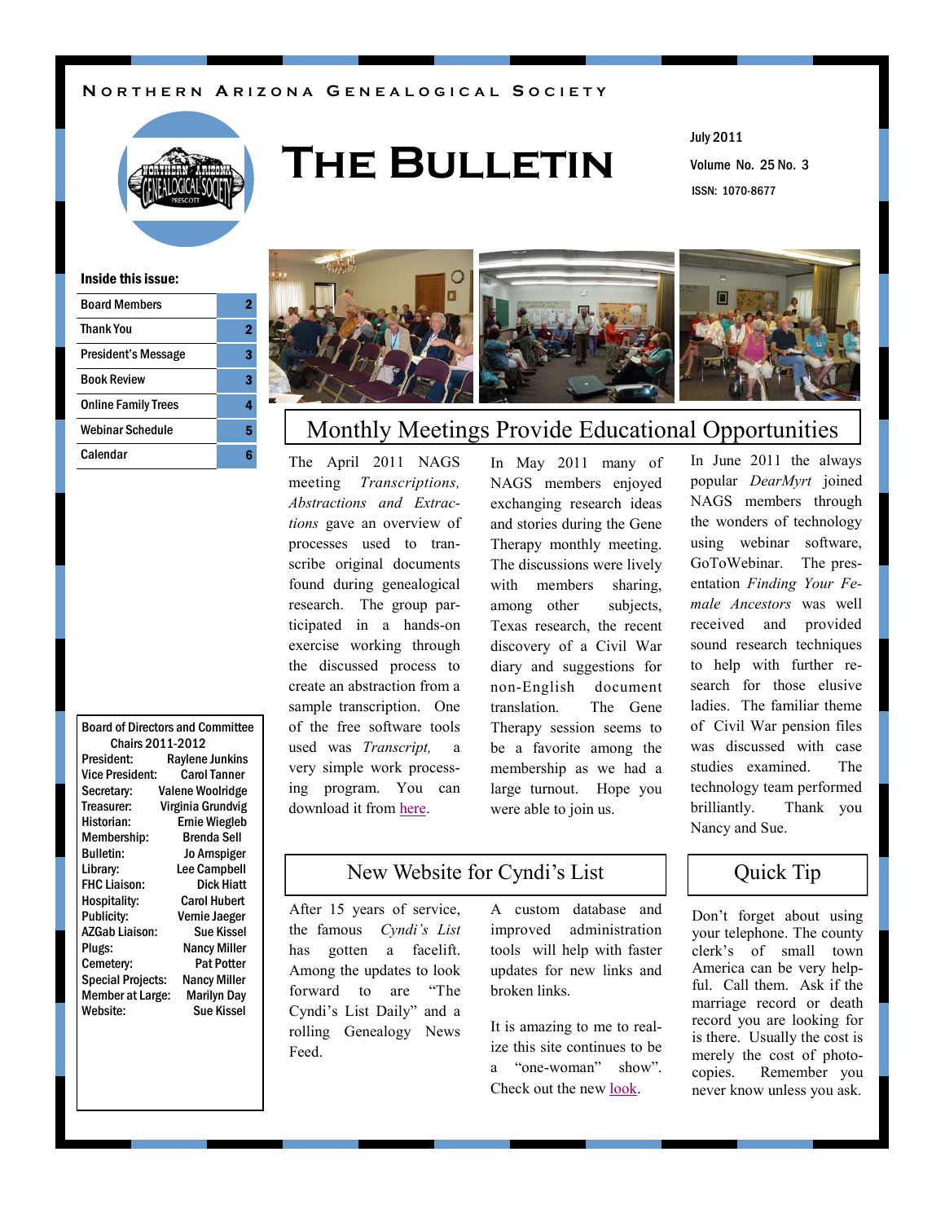Northern Arizona Genealogical Society

# The Bulletin

July 2011

Volume No. 25 No. 3

ISSN: 1070-8677

**Inside this issue:**

| | |
|---|---|
| Board Members | 2 |
| Thank You | 2 |
| President's Message | 3 |
| Book Review | 3 |
| Online Family Trees | 4 |
| Webinar Schedule | 5 |
| Calendar | 6 |

## Monthly Meetings Provide Educational Opportunities

The April 2011 NAGS meeting *Transcriptions, Abstractions and Extractions* gave an overview of processes used to transcribe original documents found during genealogical research. The group participated in a hands-on exercise working through the discussed process to create an abstraction from a sample transcription. One of the free software tools used was *Transcript,* a very simple work processing program. You can download it from here.

In May 2011 many of NAGS members enjoyed exchanging research ideas and stories during the Gene Therapy monthly meeting. The discussions were lively with members sharing, among other subjects, Texas research, the recent discovery of a Civil War diary and suggestions for non-English document translation. The Gene Therapy session seems to be a favorite among the membership as we had a large turnout. Hope you were able to join us.

In June 2011 the always popular *DearMyrt* joined NAGS members through the wonders of technology using webinar software, GoToWebinar. The presentation *Finding Your Female Ancestors* was well received and provided sound research techniques to help with further research for those elusive ladies. The familiar theme of Civil War pension files was discussed with case studies examined. The technology team performed brilliantly. Thank you Nancy and Sue.

## New Website for Cyndi's List

After 15 years of service, the famous *Cyndi's List* has gotten a facelift. Among the updates to look forward to are "The Cyndi's List Daily" and a rolling Genealogy News Feed.

A custom database and improved administration tools will help with faster updates for new links and broken links.

It is amazing to me to realize this site continues to be a "one-woman" show". Check out the new look.

## Quick Tip

Don't forget about using your telephone. The county clerk's of small town America can be very helpful. Call them. Ask if the marriage record or death record you are looking for is there. Usually the cost is merely the cost of photocopies. Remember you never know unless you ask.

**Board of Directors and Committee Chairs 2011-2012**

| | |
|---|---|
| President: | Raylene Junkins |
| Vice President: | Carol Tanner |
| Secretary: | Valene Woolridge |
| Treasurer: | Virginia Grundvig |
| Historian: | Ernie Wiegleb |
| Membership: | Brenda Sell |
| Bulletin: | Jo Arnspiger |
| Library: | Lee Campbell |
| FHC Liaison: | Dick Hiatt |
| Hospitality: | Carol Hubert |
| Publicity: | Vernie Jaeger |
| AZGab Liaison: | Sue Kissel |
| Plugs: | Nancy Miller |
| Cemetery: | Pat Potter |
| Special Projects: | Nancy Miller |
| Member at Large: | Marilyn Day |
| Website: | Sue Kissel |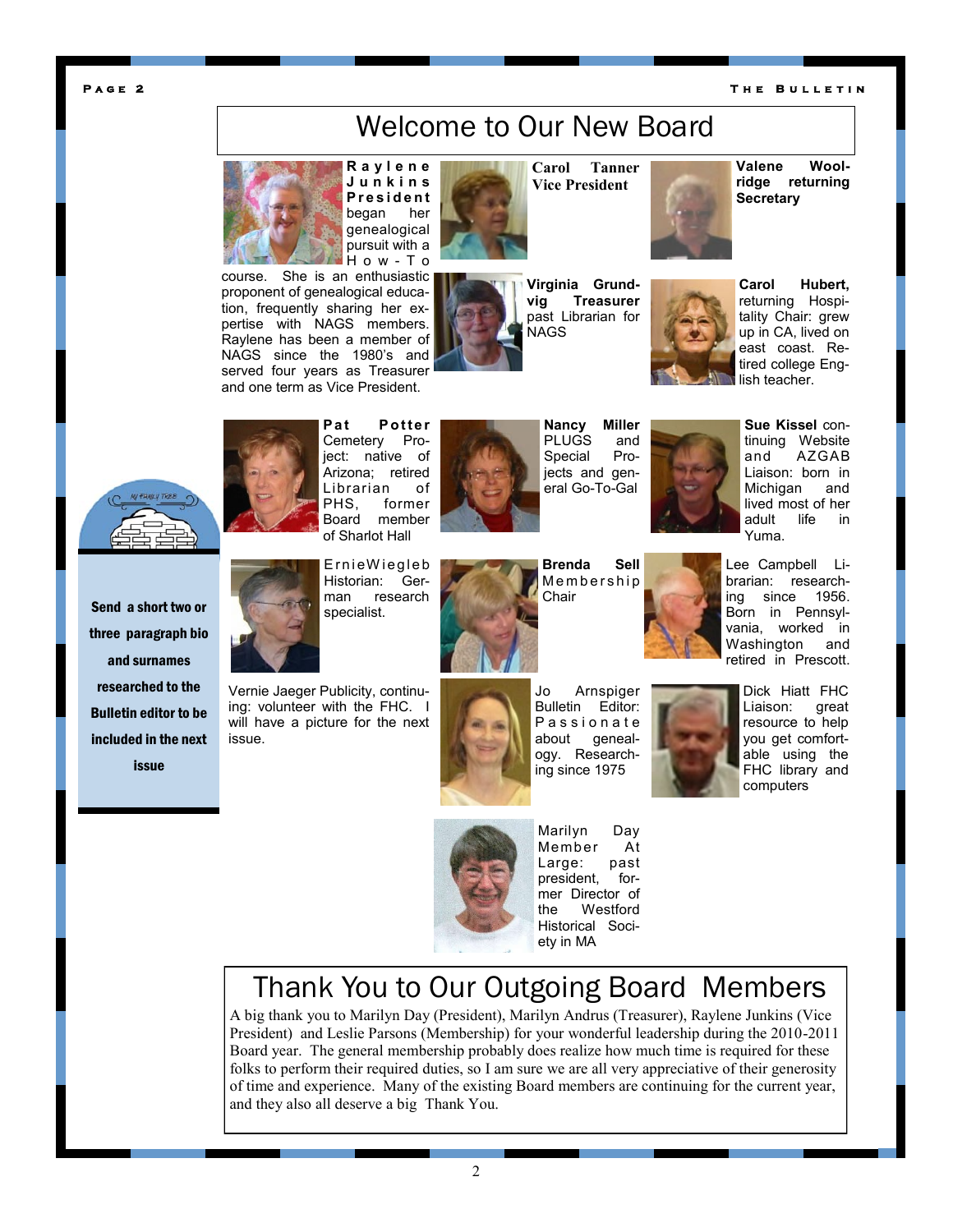# Welcome to Our New Board

**Raylene Junkins President** began her genealogical pursuit with a How-To course. She is an enthusiastic proponent of genealogical education, frequently sharing her expertise with NAGS members. Raylene has been a member of NAGS since the 1980's and served four years as Treasurer and one term as Vice President.

**Carol Tanner Vice President**

**Valene Woolridge returning Secretary**

**Virginia Grundvig Treasurer** past Librarian for NAGS

**Carol Hubert,** returning Hospitality Chair: grew up in CA, lived on east coast. Retired college English teacher.

**Pat Potter** Cemetery Project: native of Arizona; retired Librarian of PHS, former Board member of Sharlot Hall

**Nancy Miller** PLUGS and Special Projects and general Go-To-Gal

**Sue Kissel** continuing Website and AZGAB Liaison: born in Michigan and lived most of her adult life in Yuma.

ErnieWiegleb Historian: German research specialist.

**Brenda Sell** Membership Chair

Lee Campbell Librarian: researching since 1956. Born in Pennsylvania, worked in Washington and retired in Prescott.

Vernie Jaeger Publicity, continuing: volunteer with the FHC. I will have a picture for the next issue.

Jo Arnspiger Bulletin Editor: Passionate about genealogy. Researching since 1975

Dick Hiatt FHC Liaison: great resource to help you get comfortable using the FHC library and computers

Marilyn Day Member At Large: past president, former Director of the Westford Historical Society in MA

**Send a short two or three paragraph bio and surnames researched to the Bulletin editor to be included in the next issue**

# Thank You to Our Outgoing Board Members

A big thank you to Marilyn Day (President), Marilyn Andrus (Treasurer), Raylene Junkins (Vice President) and Leslie Parsons (Membership) for your wonderful leadership during the 2010-2011 Board year. The general membership probably does realize how much time is required for these folks to perform their required duties, so I am sure we are all very appreciative of their generosity of time and experience. Many of the existing Board members are continuing for the current year, and they also all deserve a big Thank You.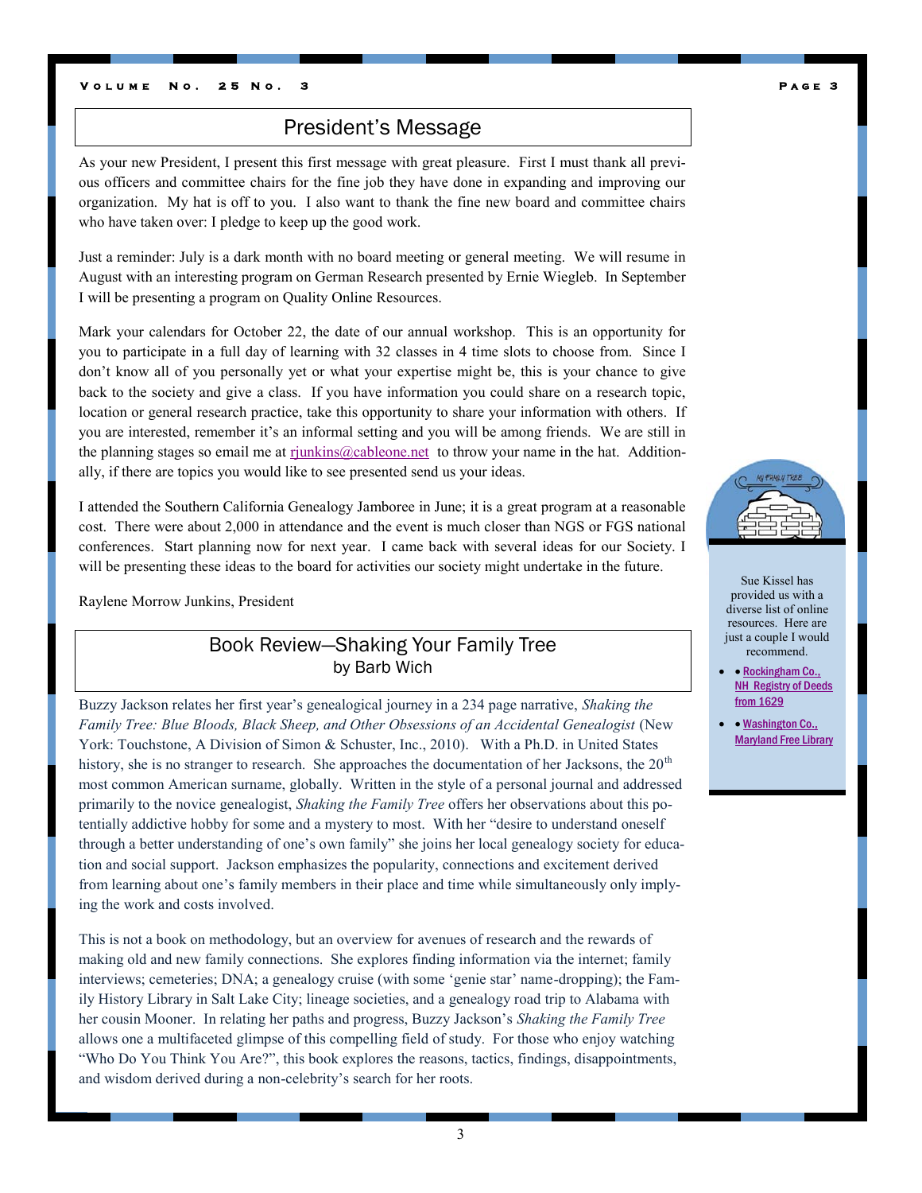## President's Message

As your new President, I present this first message with great pleasure. First I must thank all previous officers and committee chairs for the fine job they have done in expanding and improving our organization. My hat is off to you. I also want to thank the fine new board and committee chairs who have taken over: I pledge to keep up the good work.

Just a reminder: July is a dark month with no board meeting or general meeting. We will resume in August with an interesting program on German Research presented by Ernie Wiegleb. In September I will be presenting a program on Quality Online Resources.

Mark your calendars for October 22, the date of our annual workshop. This is an opportunity for you to participate in a full day of learning with 32 classes in 4 time slots to choose from. Since I don't know all of you personally yet or what your expertise might be, this is your chance to give back to the society and give a class. If you have information you could share on a research topic, location or general research practice, take this opportunity to share your information with others. If you are interested, remember it's an informal setting and you will be among friends. We are still in the planning stages so email me at rjunkins@cableone.net to throw your name in the hat. Additionally, if there are topics you would like to see presented send us your ideas.

I attended the Southern California Genealogy Jamboree in June; it is a great program at a reasonable cost. There were about 2,000 in attendance and the event is much closer than NGS or FGS national conferences. Start planning now for next year. I came back with several ideas for our Society. I will be presenting these ideas to the board for activities our society might undertake in the future.

Raylene Morrow Junkins, President

## Book Review—Shaking Your Family Tree
by Barb Wich

Buzzy Jackson relates her first year's genealogical journey in a 234 page narrative, *Shaking the Family Tree: Blue Bloods, Black Sheep, and Other Obsessions of an Accidental Genealogist* (New York: Touchstone, A Division of Simon & Schuster, Inc., 2010). With a Ph.D. in United States history, she is no stranger to research. She approaches the documentation of her Jacksons, the 20th most common American surname, globally. Written in the style of a personal journal and addressed primarily to the novice genealogist, *Shaking the Family Tree* offers her observations about this potentially addictive hobby for some and a mystery to most. With her "desire to understand oneself through a better understanding of one's own family" she joins her local genealogy society for education and social support. Jackson emphasizes the popularity, connections and excitement derived from learning about one's family members in their place and time while simultaneously only implying the work and costs involved.

This is not a book on methodology, but an overview for avenues of research and the rewards of making old and new family connections. She explores finding information via the internet; family interviews; cemeteries; DNA; a genealogy cruise (with some 'genie star' name-dropping); the Family History Library in Salt Lake City; lineage societies, and a genealogy road trip to Alabama with her cousin Mooner. In relating her paths and progress, Buzzy Jackson's *Shaking the Family Tree* allows one a multifaceted glimpse of this compelling field of study. For those who enjoy watching "Who Do You Think You Are?", this book explores the reasons, tactics, findings, disappointments, and wisdom derived during a non-celebrity's search for her roots.

---

Sue Kissel has provided us with a diverse list of online resources. Here are just a couple I would recommend.

- Rockingham Co., NH Registry of Deeds from 1629
- Washington Co., Maryland Free Library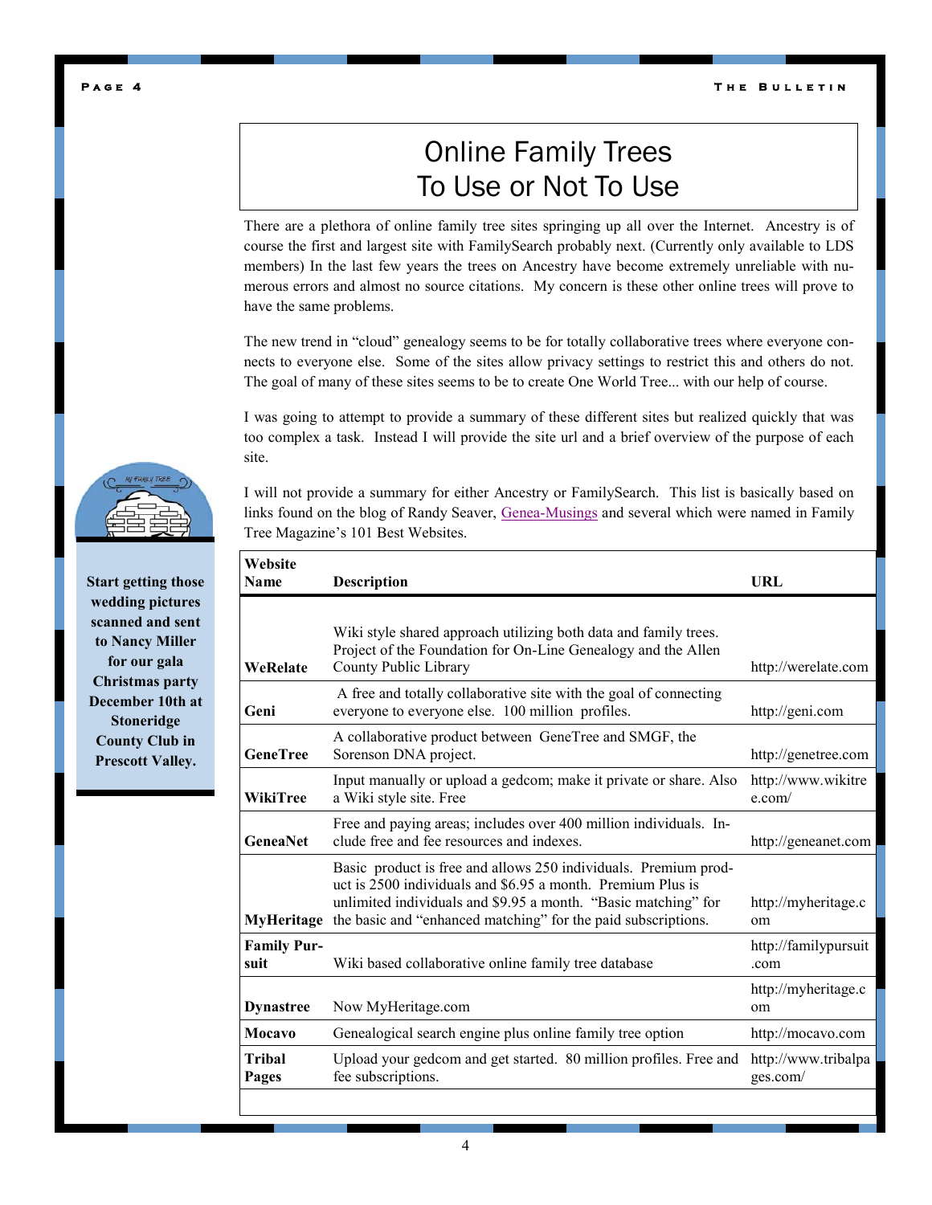# Online Family Trees
# To Use or Not To Use

There are a plethora of online family tree sites springing up all over the Internet. Ancestry is of course the first and largest site with FamilySearch probably next. (Currently only available to LDS members) In the last few years the trees on Ancestry have become extremely unreliable with numerous errors and almost no source citations. My concern is these other online trees will prove to have the same problems.

The new trend in "cloud" genealogy seems to be for totally collaborative trees where everyone connects to everyone else. Some of the sites allow privacy settings to restrict this and others do not. The goal of many of these sites seems to be to create One World Tree... with our help of course.

I was going to attempt to provide a summary of these different sites but realized quickly that was too complex a task. Instead I will provide the site url and a brief overview of the purpose of each site.

I will not provide a summary for either Ancestry or FamilySearch. This list is basically based on links found on the blog of Randy Seaver, Genea-Musings and several which were named in Family Tree Magazine's 101 Best Websites.

| Website Name | Description | URL |
|---|---|---|
| WeRelate | Wiki style shared approach utilizing both data and family trees. Project of the Foundation for On-Line Genealogy and the Allen County Public Library | http://werelate.com |
| Geni | A free and totally collaborative site with the goal of connecting everyone to everyone else. 100 million profiles. | http://geni.com |
| GeneTree | A collaborative product between GeneTree and SMGF, the Sorenson DNA project. | http://genetree.com |
| WikiTree | Input manually or upload a gedcom; make it private or share. Also a Wiki style site. Free | http://www.wikitree.com/ |
| GeneaNet | Free and paying areas; includes over 400 million individuals. Include free and fee resources and indexes. | http://geneanet.com |
| MyHeritage | Basic product is free and allows 250 individuals. Premium product is 2500 individuals and $6.95 a month. Premium Plus is unlimited individuals and $9.95 a month. "Basic matching" for the basic and "enhanced matching" for the paid subscriptions. | http://myheritage.com |
| Family Pursuit | Wiki based collaborative online family tree database | http://familypursuit.com |
| Dynastree | Now MyHeritage.com | http://myheritage.com |
| Mocavo | Genealogical search engine plus online family tree option | http://mocavo.com |
| Tribal Pages | Upload your gedcom and get started. 80 million profiles. Free and fee subscriptions. | http://www.tribalpages.com/ |

**Start getting those wedding pictures scanned and sent to Nancy Miller for our gala Christmas party December 10th at Stoneridge County Club in Prescott Valley.**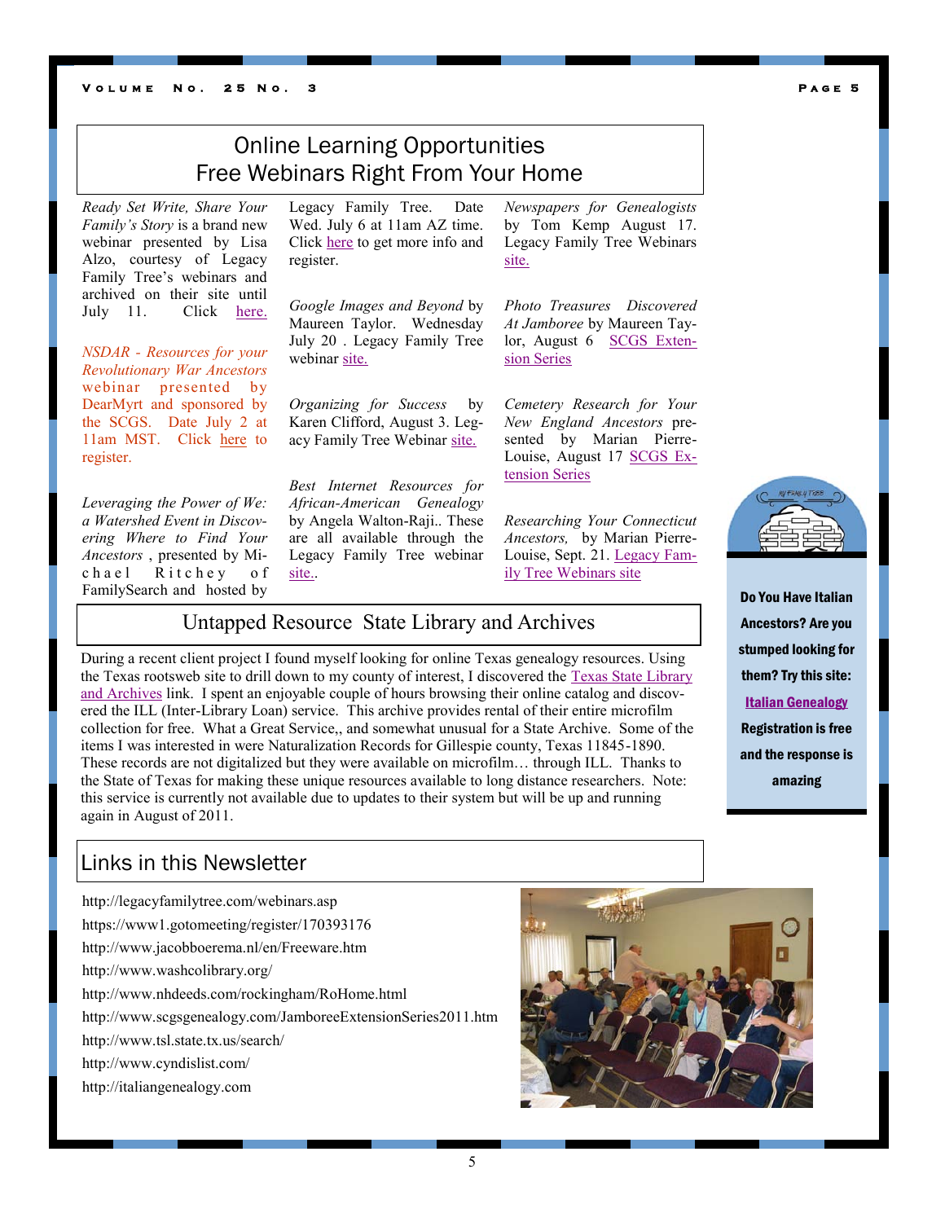## Online Learning Opportunities
## Free Webinars Right From Your Home

*Ready Set Write, Share Your Family's Story* is a brand new webinar presented by Lisa Alzo, courtesy of Legacy Family Tree's webinars and archived on their site until July 11. Click here.

*NSDAR - Resources for your Revolutionary War Ancestors* webinar presented by DearMyrt and sponsored by the SCGS. Date July 2 at 11am MST. Click here to register.

*Leveraging the Power of We: a Watershed Event in Discovering Where to Find Your Ancestors* , presented by Michael Ritchey of FamilySearch and hosted by Legacy Family Tree. Date Wed. July 6 at 11am AZ time. Click here to get more info and register.

*Google Images and Beyond* by Maureen Taylor. Wednesday July 20 . Legacy Family Tree webinar site.

*Organizing for Success* by Karen Clifford, August 3. Legacy Family Tree Webinar site.

*Best Internet Resources for African-American Genealogy* by Angela Walton-Raji.. These are all available through the Legacy Family Tree webinar site..

*Newspapers for Genealogists* by Tom Kemp August 17. Legacy Family Tree Webinars site.

*Photo Treasures Discovered At Jamboree* by Maureen Taylor, August 6 SCGS Extension Series

*Cemetery Research for Your New England Ancestors* presented by Marian Pierre-Louise, August 17 SCGS Extension Series

*Researching Your Connecticut Ancestors,* by Marian Pierre-Louise, Sept. 21. Legacy Family Tree Webinars site

## Untapped Resource State Library and Archives

During a recent client project I found myself looking for online Texas genealogy resources. Using the Texas rootsweb site to drill down to my county of interest, I discovered the Texas State Library and Archives link. I spent an enjoyable couple of hours browsing their online catalog and discovered the ILL (Inter-Library Loan) service. This archive provides rental of their entire microfilm collection for free. What a Great Service,, and somewhat unusual for a State Archive. Some of the items I was interested in were Naturalization Records for Gillespie county, Texas 11845-1890. These records are not digitalized but they were available on microfilm… through ILL. Thanks to the State of Texas for making these unique resources available to long distance researchers. Note: this service is currently not available due to updates to their system but will be up and running again in August of 2011.

**Do You Have Italian Ancestors? Are you stumped looking for them? Try this site: Italian Genealogy Registration is free and the response is amazing**

## Links in this Newsletter

http://legacyfamilytree.com/webinars.asp

https://www1.gotomeeting/register/170393176

http://www.jacobboerema.nl/en/Freeware.htm

http://www.washcolibrary.org/

http://www.nhdeeds.com/rockingham/RoHome.html

http://www.scgsgenealogy.com/JamboreeExtensionSeries2011.htm

http://www.tsl.state.tx.us/search/

http://www.cyndislist.com/

http://italiangenealogy.com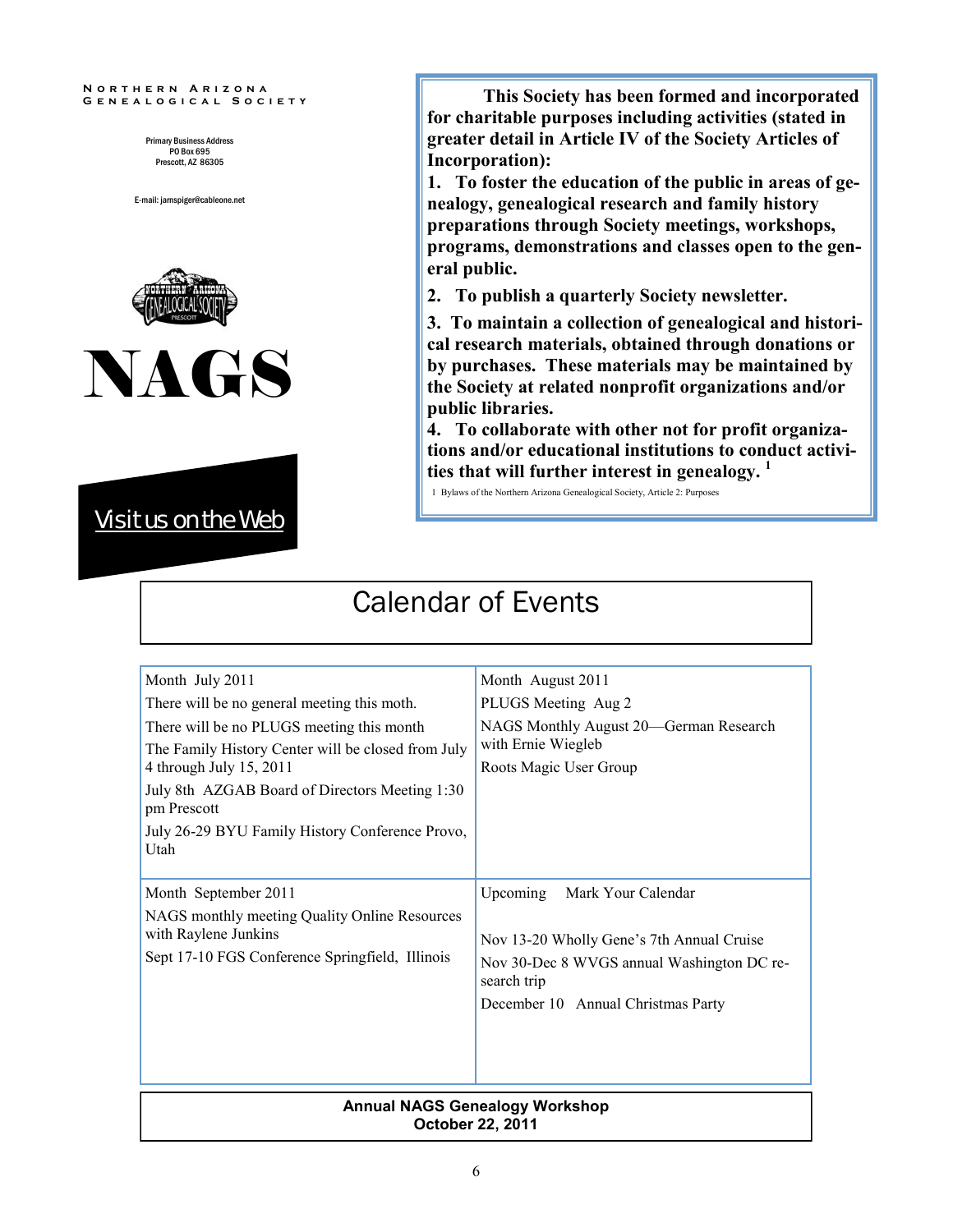NORTHERN ARIZONA GENEALOGICAL SOCIETY

Primary Business Address
PO Box 695
Prescott, AZ 86305

E-mail: jamspiger@cableone.net

# NAGS

Visit us on the Web

**This Society has been formed and incorporated for charitable purposes including activities (stated in greater detail in Article IV of the Society Articles of Incorporation):**

**1. To foster the education of the public in areas of genealogy, genealogical research and family history preparations through Society meetings, workshops, programs, demonstrations and classes open to the general public.**

**2. To publish a quarterly Society newsletter.**

**3. To maintain a collection of genealogical and historical research materials, obtained through donations or by purchases. These materials may be maintained by the Society at related nonprofit organizations and/or public libraries.**

**4. To collaborate with other not for profit organizations and/or educational institutions to conduct activities that will further interest in genealogy.** [1]

1 Bylaws of the Northern Arizona Genealogical Society, Article 2: Purposes

## Calendar of Events

| | |
|---|---|
| Month July 2011<br>There will be no general meeting this moth.<br>There will be no PLUGS meeting this month<br>The Family History Center will be closed from July 4 through July 15, 2011<br>July 8th AZGAB Board of Directors Meeting 1:30 pm Prescott<br>July 26-29 BYU Family History Conference Provo, Utah | Month August 2011<br>PLUGS Meeting Aug 2<br>NAGS Monthly August 20—German Research with Ernie Wiegleb<br>Roots Magic User Group |
| Month September 2011<br>NAGS monthly meeting Quality Online Resources with Raylene Junkins<br>Sept 17-10 FGS Conference Springfield, Illinois | Upcoming Mark Your Calendar<br>Nov 13-20 Wholly Gene's 7th Annual Cruise<br>Nov 30-Dec 8 WVGS annual Washington DC research trip<br>December 10 Annual Christmas Party |

**Annual NAGS Genealogy Workshop**
**October 22, 2011**